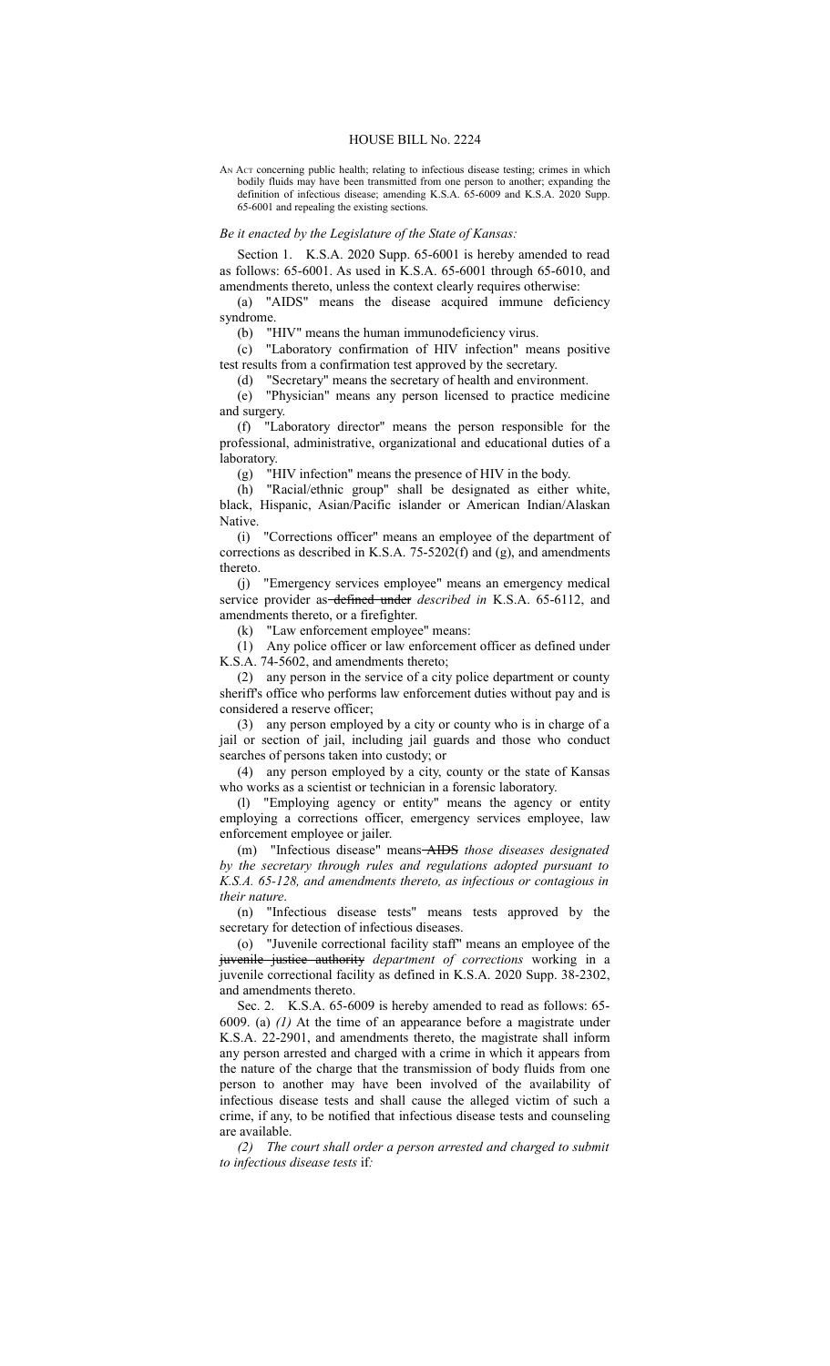# HOUSE BILL No. 2224

AN ACT concerning public health; relating to infectious disease testing; crimes in which bodily fluids may have been transmitted from one person to another; expanding the definition of infectious disease; amending K.S.A. 65-6009 and K.S.A. 2020 Supp. 65-6001 and repealing the existing sections.

*Be it enacted by the Legislature of the State of Kansas:*

Section 1. K.S.A. 2020 Supp. 65-6001 is hereby amended to read as follows: 65-6001. As used in K.S.A. 65-6001 through 65-6010, and amendments thereto, unless the context clearly requires otherwise:

(a) "AIDS" means the disease acquired immune deficiency syndrome.

(b) "HIV" means the human immunodeficiency virus.

(c) "Laboratory confirmation of HIV infection" means positive test results from a confirmation test approved by the secretary.

(d) "Secretary" means the secretary of health and environment.

(e) "Physician" means any person licensed to practice medicine and surgery.

(f) "Laboratory director" means the person responsible for the professional, administrative, organizational and educational duties of a laboratory.

(g) "HIV infection" means the presence of HIV in the body.

(h) "Racial/ethnic group" shall be designated as either white, black, Hispanic, Asian/Pacific islander or American Indian/Alaskan Native.

(i) "Corrections officer" means an employee of the department of corrections as described in K.S.A. 75-5202(f) and (g), and amendments thereto.

(j) "Emergency services employee" means an emergency medical service provider as ~~defined under~~ *described in* K.S.A. 65-6112, and amendments thereto, or a firefighter.

(k) "Law enforcement employee" means:

(1) Any police officer or law enforcement officer as defined under K.S.A. 74-5602, and amendments thereto;

(2) any person in the service of a city police department or county sheriff's office who performs law enforcement duties without pay and is considered a reserve officer;

(3) any person employed by a city or county who is in charge of a jail or section of jail, including jail guards and those who conduct searches of persons taken into custody; or

(4) any person employed by a city, county or the state of Kansas who works as a scientist or technician in a forensic laboratory.

(l) "Employing agency or entity" means the agency or entity employing a corrections officer, emergency services employee, law enforcement employee or jailer.

(m) "Infectious disease" means ~~AIDS~~ *those diseases designated by the secretary through rules and regulations adopted pursuant to K.S.A. 65-128, and amendments thereto, as infectious or contagious in their nature*.

(n) "Infectious disease tests" means tests approved by the secretary for detection of infectious diseases.

(o) "Juvenile correctional facility staff" means an employee of the ~~juvenile justice authority~~ *department of corrections* working in a juvenile correctional facility as defined in K.S.A. 2020 Supp. 38-2302, and amendments thereto.

Sec. 2. K.S.A. 65-6009 is hereby amended to read as follows: 65-6009. (a) *(1)* At the time of an appearance before a magistrate under K.S.A. 22-2901, and amendments thereto, the magistrate shall inform any person arrested and charged with a crime in which it appears from the nature of the charge that the transmission of body fluids from one person to another may have been involved of the availability of infectious disease tests and shall cause the alleged victim of such a crime, if any, to be notified that infectious disease tests and counseling are available.

*(2) The court shall order a person arrested and charged to submit to infectious disease tests* if*:*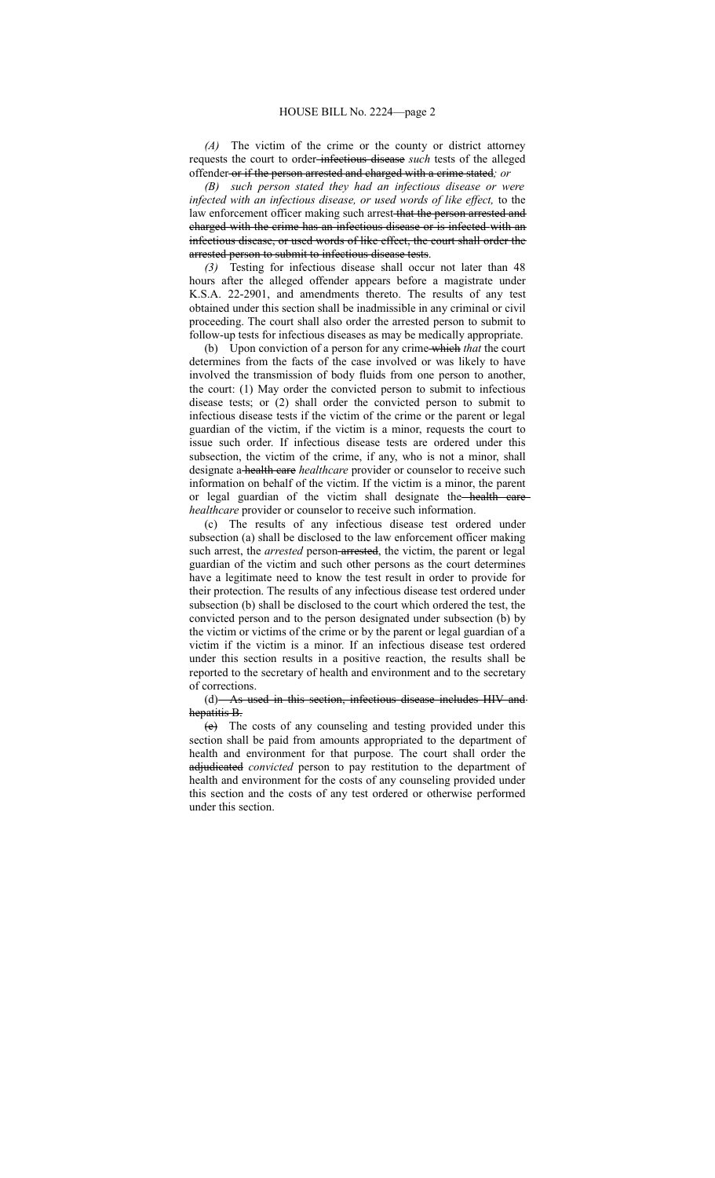*(A)* The victim of the crime or the county or district attorney requests the court to order ~~infectious disease~~ *such* tests of the alleged offender ~~or if the person arrested and charged with a crime stated~~*; or*

*(B) such person stated they had an infectious disease or were infected with an infectious disease, or used words of like effect,* to the law enforcement officer making such arrest ~~that the person arrested and charged with the crime has an infectious disease or is infected with an infectious disease, or used words of like effect, the court shall order the arrested person to submit to infectious disease tests~~.

*(3)* Testing for infectious disease shall occur not later than 48 hours after the alleged offender appears before a magistrate under K.S.A. 22-2901, and amendments thereto. The results of any test obtained under this section shall be inadmissible in any criminal or civil proceeding. The court shall also order the arrested person to submit to follow-up tests for infectious diseases as may be medically appropriate.

(b) Upon conviction of a person for any crime ~~which~~ *that* the court determines from the facts of the case involved or was likely to have involved the transmission of body fluids from one person to another, the court: (1) May order the convicted person to submit to infectious disease tests; or (2) shall order the convicted person to submit to infectious disease tests if the victim of the crime or the parent or legal guardian of the victim, if the victim is a minor, requests the court to issue such order. If infectious disease tests are ordered under this subsection, the victim of the crime, if any, who is not a minor, shall designate a ~~health care~~ *healthcare* provider or counselor to receive such information on behalf of the victim. If the victim is a minor, the parent or legal guardian of the victim shall designate the ~~health care~~ *healthcare* provider or counselor to receive such information.

(c) The results of any infectious disease test ordered under subsection (a) shall be disclosed to the law enforcement officer making such arrest, the *arrested* person ~~arrested~~, the victim, the parent or legal guardian of the victim and such other persons as the court determines have a legitimate need to know the test result in order to provide for their protection. The results of any infectious disease test ordered under subsection (b) shall be disclosed to the court which ordered the test, the convicted person and to the person designated under subsection (b) by the victim or victims of the crime or by the parent or legal guardian of a victim if the victim is a minor. If an infectious disease test ordered under this section results in a positive reaction, the results shall be reported to the secretary of health and environment and to the secretary of corrections.

(d) ~~As used in this section, infectious disease includes HIV and hepatitis B.~~

~~(e)~~ The costs of any counseling and testing provided under this section shall be paid from amounts appropriated to the department of health and environment for that purpose. The court shall order the ~~adjudicated~~ *convicted* person to pay restitution to the department of health and environment for the costs of any counseling provided under this section and the costs of any test ordered or otherwise performed under this section.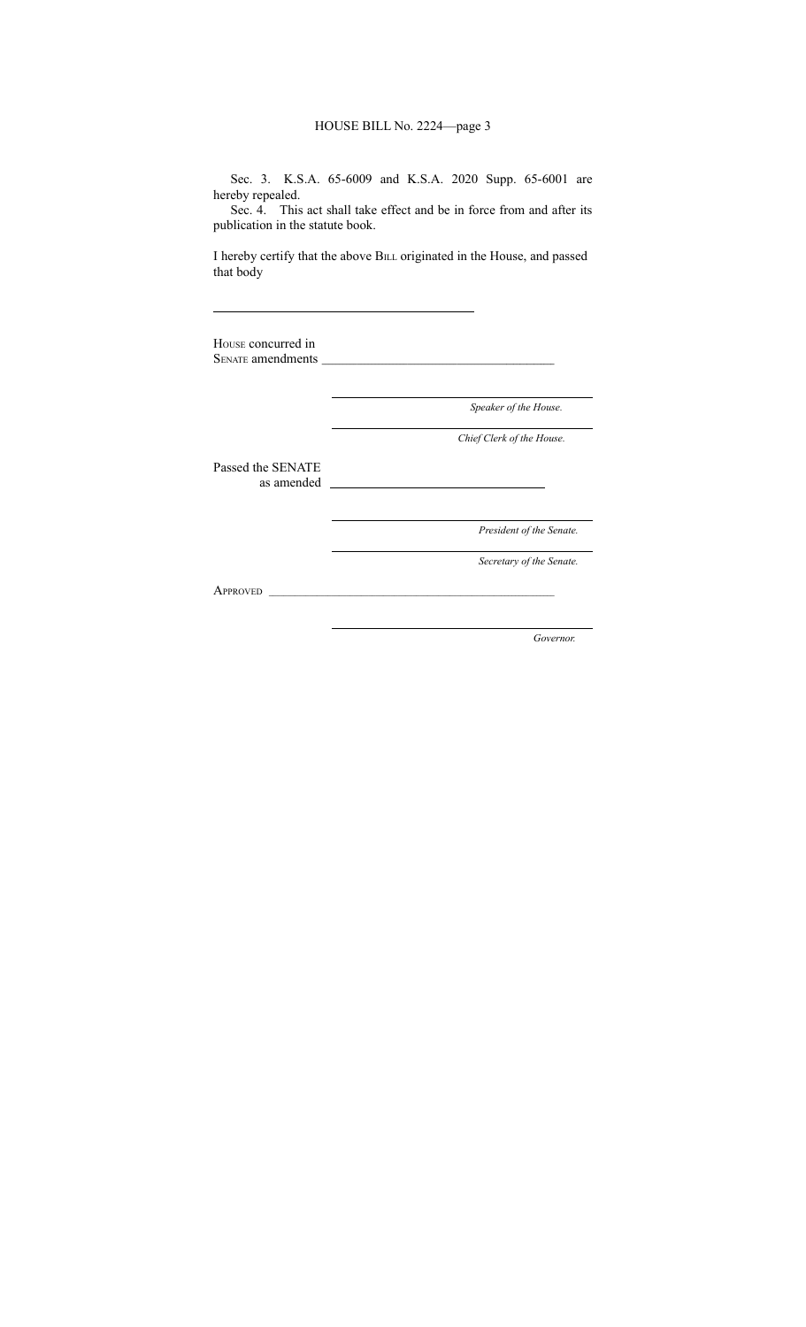Sec. 3. K.S.A. 65-6009 and K.S.A. 2020 Supp. 65-6001 are hereby repealed.

Sec. 4. This act shall take effect and be in force from and after its publication in the statute book.

I hereby certify that the above BILL originated in the House, and passed that body

\_\_\_\_\_\_\_\_\_\_\_\_\_\_\_\_\_\_\_\_\_\_\_\_\_\_\_\_\_\_\_\_\_\_\_\_\_\_\_\_

HOUSE concurred in
SENATE amendments \_\_\_\_\_\_\_\_\_\_\_\_\_\_\_\_\_\_\_\_\_\_\_\_\_\_\_\_\_\_\_\_\_\_\_\_\_\_

\_\_\_\_\_\_\_\_\_\_\_\_\_\_\_\_\_\_\_\_\_\_\_\_\_\_\_\_\_\_\_\_\_\_\_\_\_\_\_\_
*Speaker of the House.*

\_\_\_\_\_\_\_\_\_\_\_\_\_\_\_\_\_\_\_\_\_\_\_\_\_\_\_\_\_\_\_\_\_\_\_\_\_\_\_\_
*Chief Clerk of the House.*

Passed the SENATE
as amended \_\_\_\_\_\_\_\_\_\_\_\_\_\_\_\_\_\_\_\_\_\_\_\_\_\_\_\_\_\_\_\_\_\_\_\_

\_\_\_\_\_\_\_\_\_\_\_\_\_\_\_\_\_\_\_\_\_\_\_\_\_\_\_\_\_\_\_\_\_\_\_\_\_\_\_\_
*President of the Senate.*

\_\_\_\_\_\_\_\_\_\_\_\_\_\_\_\_\_\_\_\_\_\_\_\_\_\_\_\_\_\_\_\_\_\_\_\_\_\_\_\_
*Secretary of the Senate.*

APPROVED \_\_\_\_\_\_\_\_\_\_\_\_\_\_\_\_\_\_\_\_\_\_\_\_\_\_\_\_\_\_\_\_\_\_\_\_\_\_\_\_\_\_\_\_\_\_\_\_

\_\_\_\_\_\_\_\_\_\_\_\_\_\_\_\_\_\_\_\_\_\_\_\_\_\_\_\_\_\_\_\_\_\_\_\_\_\_\_\_
*Governor.*